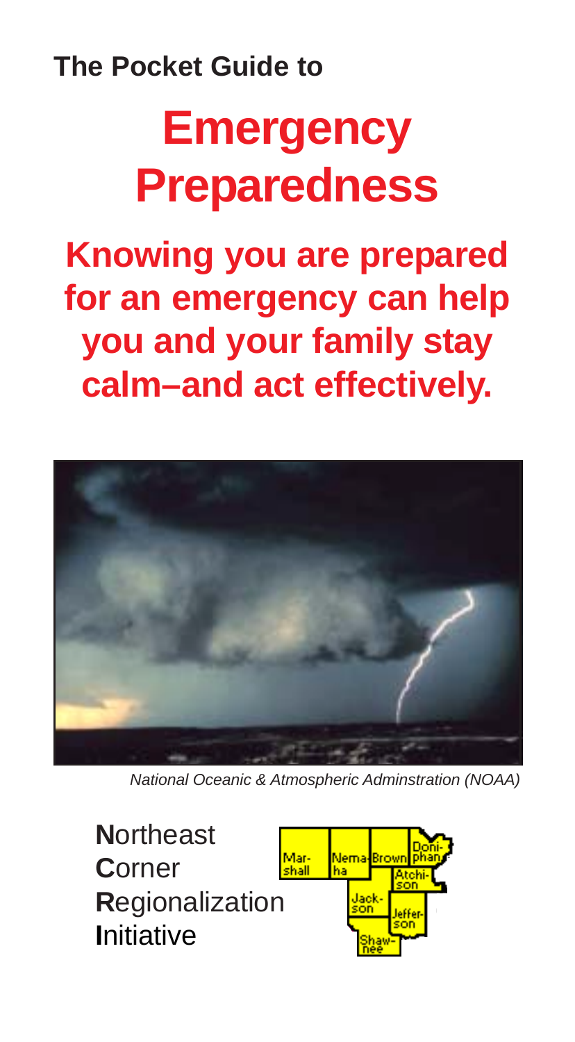**The Pocket Guide to**

# Emergency Preparedness

## Knowing you are prepared for an emergency can help you and your family stay calm–and act effectively.

*National Oceanic & Atmospheric Adminstration (NOAA)*

**N**ortheast
**C**orner
**R**egionalization
**I**nitiative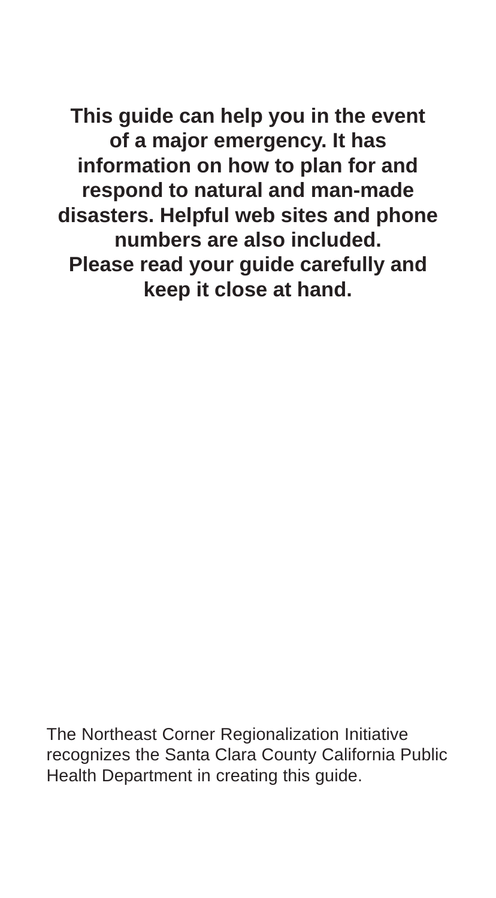**This guide can help you in the event of a major emergency. It has information on how to plan for and respond to natural and man-made disasters. Helpful web sites and phone numbers are also included. Please read your guide carefully and keep it close at hand.**

The Northeast Corner Regionalization Initiative recognizes the Santa Clara County California Public Health Department in creating this guide.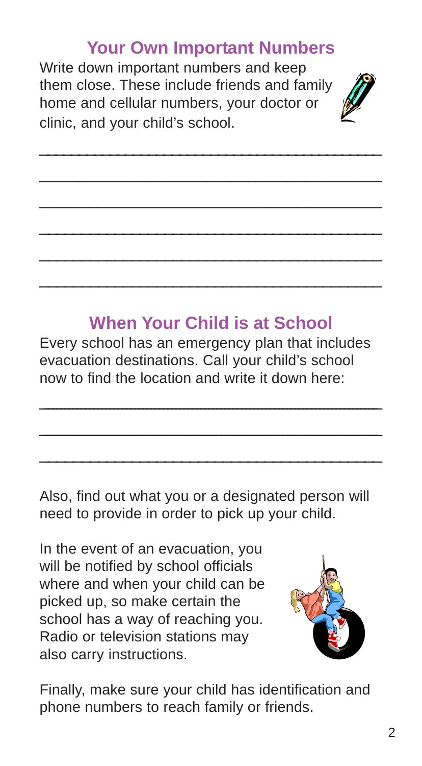## Your Own Important Numbers

Write down important numbers and keep them close. These include friends and family home and cellular numbers, your doctor or clinic, and your child's school.

______________________________________

______________________________________

______________________________________

______________________________________

______________________________________

______________________________________

## When Your Child is at School

Every school has an emergency plan that includes evacuation destinations. Call your child's school now to find the location and write it down here:

______________________________________

______________________________________

______________________________________

Also, find out what you or a designated person will need to provide in order to pick up your child.

In the event of an evacuation, you will be notified by school officials where and when your child can be picked up, so make certain the school has a way of reaching you. Radio or television stations may also carry instructions.

Finally, make sure your child has identification and phone numbers to reach family or friends.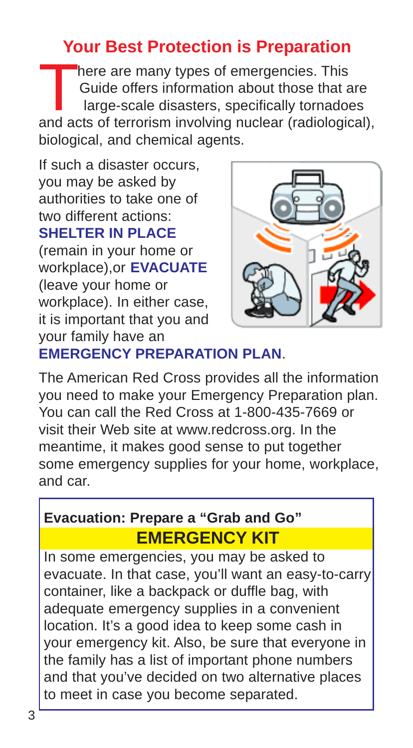## Your Best Protection is Preparation

There are many types of emergencies. This Guide offers information about those that are large-scale disasters, specifically tornadoes and acts of terrorism involving nuclear (radiological), biological, and chemical agents.

If such a disaster occurs, you may be asked by authorities to take one of two different actions: **SHELTER IN PLACE** (remain in your home or workplace),or **EVACUATE** (leave your home or workplace). In either case, it is important that you and your family have an **EMERGENCY PREPARATION PLAN**.

The American Red Cross provides all the information you need to make your Emergency Preparation plan. You can call the Red Cross at 1-800-435-7669 or visit their Web site at www.redcross.org. In the meantime, it makes good sense to put together some emergency supplies for your home, workplace, and car.

### Evacuation: Prepare a "Grab and Go" EMERGENCY KIT

In some emergencies, you may be asked to evacuate. In that case, you'll want an easy-to-carry container, like a backpack or duffle bag, with adequate emergency supplies in a convenient location. It's a good idea to keep some cash in your emergency kit. Also, be sure that everyone in the family has a list of important phone numbers and that you've decided on two alternative places to meet in case you become separated.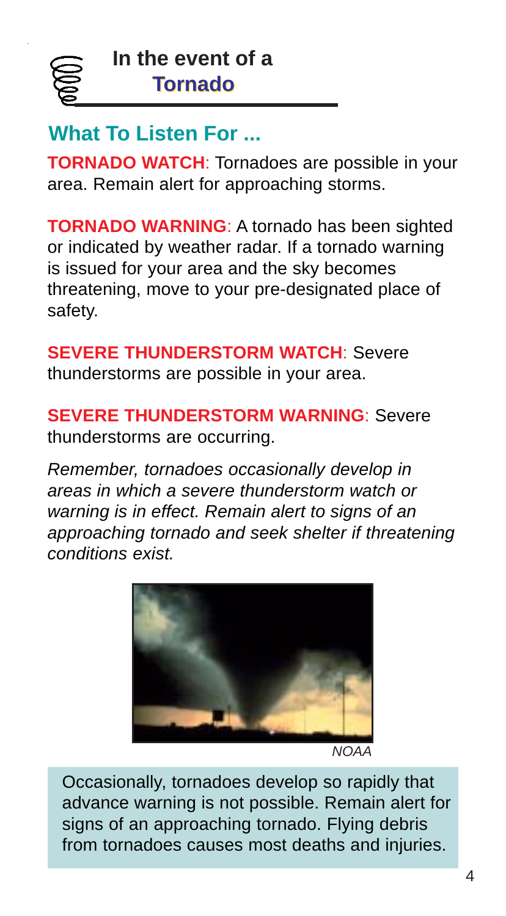# In the event of a Tornado

## What To Listen For ...

**TORNADO WATCH**: Tornadoes are possible in your area. Remain alert for approaching storms.

**TORNADO WARNING**: A tornado has been sighted or indicated by weather radar. If a tornado warning is issued for your area and the sky becomes threatening, move to your pre-designated place of safety.

**SEVERE THUNDERSTORM WATCH**: Severe thunderstorms are possible in your area.

**SEVERE THUNDERSTORM WARNING**: Severe thunderstorms are occurring.

*Remember, tornadoes occasionally develop in areas in which a severe thunderstorm watch or warning is in effect. Remain alert to signs of an approaching tornado and seek shelter if threatening conditions exist.*

*NOAA*

Occasionally, tornadoes develop so rapidly that advance warning is not possible. Remain alert for signs of an approaching tornado. Flying debris from tornadoes causes most deaths and injuries.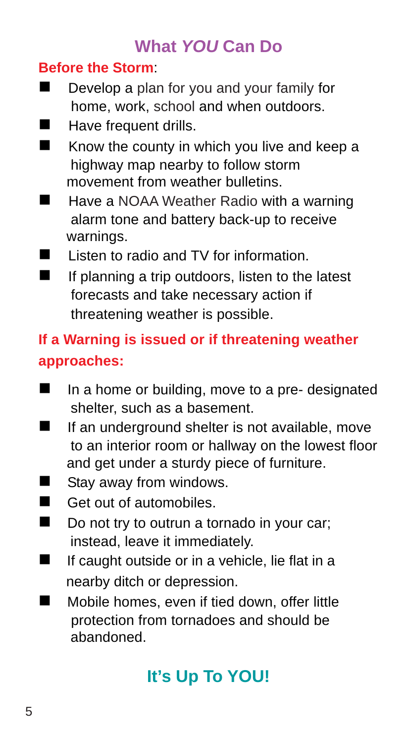## What *YOU* Can Do

**Before the Storm**:

- Develop a plan for you and your family for home, work, school and when outdoors.
- Have frequent drills.
- Know the county in which you live and keep a highway map nearby to follow storm movement from weather bulletins.
- Have a NOAA Weather Radio with a warning alarm tone and battery back-up to receive warnings.
- Listen to radio and TV for information.
- If planning a trip outdoors, listen to the latest forecasts and take necessary action if threatening weather is possible.

**If a Warning is issued or if threatening weather approaches:**

- In a home or building, move to a pre- designated shelter, such as a basement.
- If an underground shelter is not available, move to an interior room or hallway on the lowest floor and get under a sturdy piece of furniture.
- Stay away from windows.
- Get out of automobiles.
- Do not try to outrun a tornado in your car; instead, leave it immediately.
- If caught outside or in a vehicle, lie flat in a nearby ditch or depression.
- Mobile homes, even if tied down, offer little protection from tornadoes and should be abandoned.

## It's Up To YOU!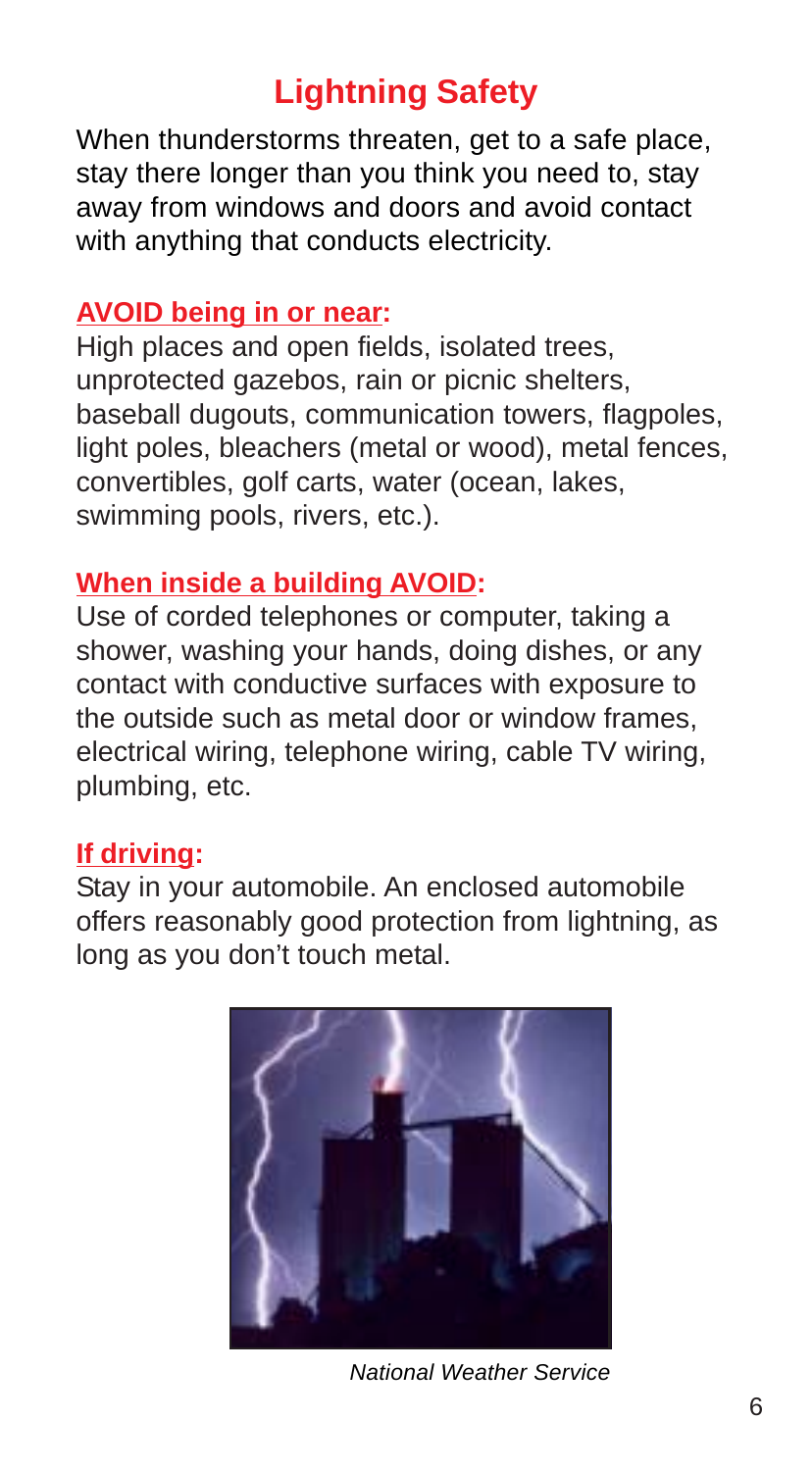# Lightning Safety

When thunderstorms threaten, get to a safe place, stay there longer than you think you need to, stay away from windows and doors and avoid contact with anything that conducts electricity.

**AVOID being in or near:**

High places and open fields, isolated trees, unprotected gazebos, rain or picnic shelters, baseball dugouts, communication towers, flagpoles, light poles, bleachers (metal or wood), metal fences, convertibles, golf carts, water (ocean, lakes, swimming pools, rivers, etc.).

**When inside a building AVOID:**

Use of corded telephones or computer, taking a shower, washing your hands, doing dishes, or any contact with conductive surfaces with exposure to the outside such as metal door or window frames, electrical wiring, telephone wiring, cable TV wiring, plumbing, etc.

**If driving:**

Stay in your automobile. An enclosed automobile offers reasonably good protection from lightning, as long as you don't touch metal.

*National Weather Service*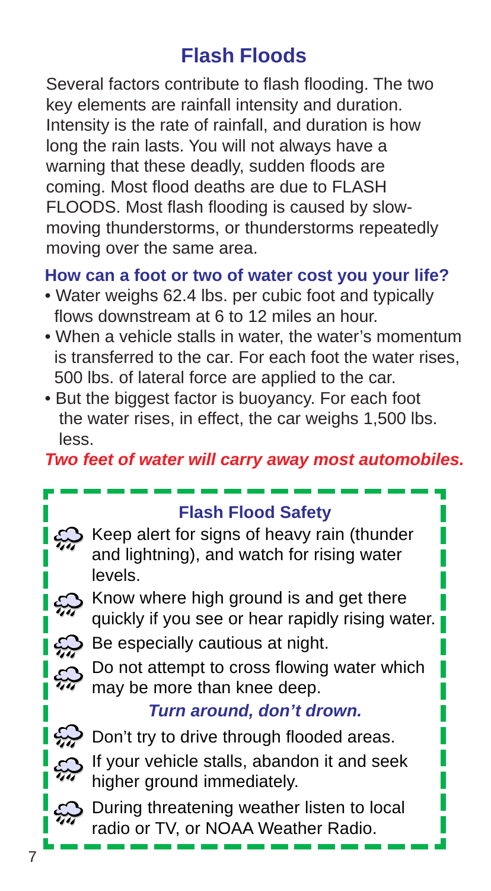# Flash Floods

Several factors contribute to flash flooding. The two key elements are rainfall intensity and duration. Intensity is the rate of rainfall, and duration is how long the rain lasts. You will not always have a warning that these deadly, sudden floods are coming. Most flood deaths are due to FLASH FLOODS. Most flash flooding is caused by slow-moving thunderstorms, or thunderstorms repeatedly moving over the same area.

### How can a foot or two of water cost you your life?

- Water weighs 62.4 lbs. per cubic foot and typically flows downstream at 6 to 12 miles an hour.
- When a vehicle stalls in water, the water's momentum is transferred to the car. For each foot the water rises, 500 lbs. of lateral force are applied to the car.
- But the biggest factor is buoyancy. For each foot the water rises, in effect, the car weighs 1,500 lbs. less.

***Two feet of water will carry away most automobiles.***

### Flash Flood Safety

- Keep alert for signs of heavy rain (thunder and lightning), and watch for rising water levels.
- Know where high ground is and get there quickly if you see or hear rapidly rising water.
- Be especially cautious at night.
- Do not attempt to cross flowing water which may be more than knee deep.

***Turn around, don't drown.***

- Don't try to drive through flooded areas.
- If your vehicle stalls, abandon it and seek higher ground immediately.
- During threatening weather listen to local radio or TV, or NOAA Weather Radio.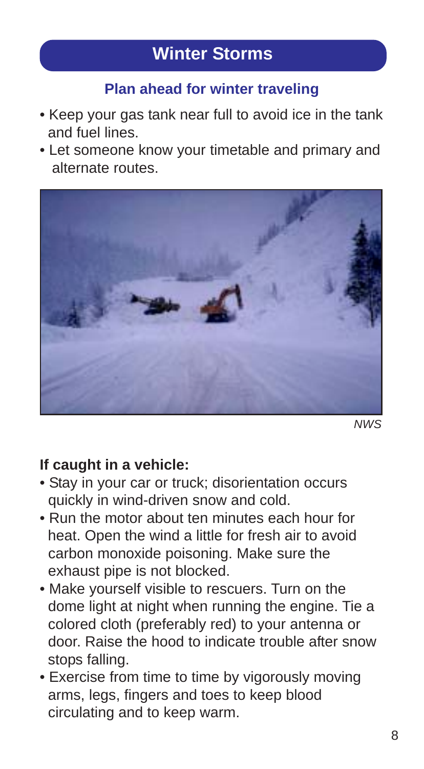# Winter Storms

## Plan ahead for winter traveling

- Keep your gas tank near full to avoid ice in the tank and fuel lines.
- Let someone know your timetable and primary and alternate routes.

*NWS*

### If caught in a vehicle:

- Stay in your car or truck; disorientation occurs quickly in wind-driven snow and cold.
- Run the motor about ten minutes each hour for heat. Open the wind a little for fresh air to avoid carbon monoxide poisoning. Make sure the exhaust pipe is not blocked.
- Make yourself visible to rescuers. Turn on the dome light at night when running the engine. Tie a colored cloth (preferably red) to your antenna or door. Raise the hood to indicate trouble after snow stops falling.
- Exercise from time to time by vigorously moving arms, legs, fingers and toes to keep blood circulating and to keep warm.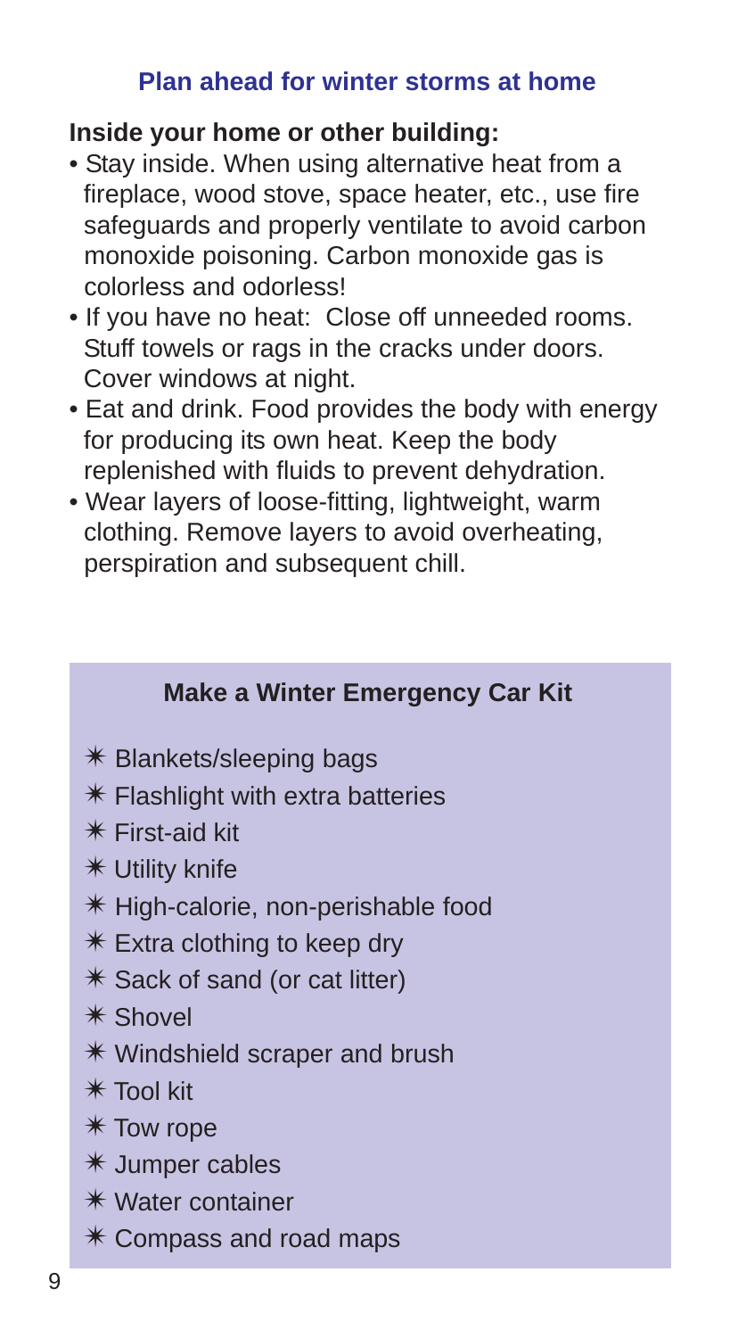## Plan ahead for winter storms at home

**Inside your home or other building:**

- Stay inside. When using alternative heat from a fireplace, wood stove, space heater, etc., use fire safeguards and properly ventilate to avoid carbon monoxide poisoning. Carbon monoxide gas is colorless and odorless!
- If you have no heat: Close off unneeded rooms. Stuff towels or rags in the cracks under doors. Cover windows at night.
- Eat and drink. Food provides the body with energy for producing its own heat. Keep the body replenished with fluids to prevent dehydration.
- Wear layers of loose-fitting, lightweight, warm clothing. Remove layers to avoid overheating, perspiration and subsequent chill.

### Make a Winter Emergency Car Kit

- Blankets/sleeping bags
- Flashlight with extra batteries
- First-aid kit
- Utility knife
- High-calorie, non-perishable food
- Extra clothing to keep dry
- Sack of sand (or cat litter)
- Shovel
- Windshield scraper and brush
- Tool kit
- Tow rope
- Jumper cables
- Water container
- Compass and road maps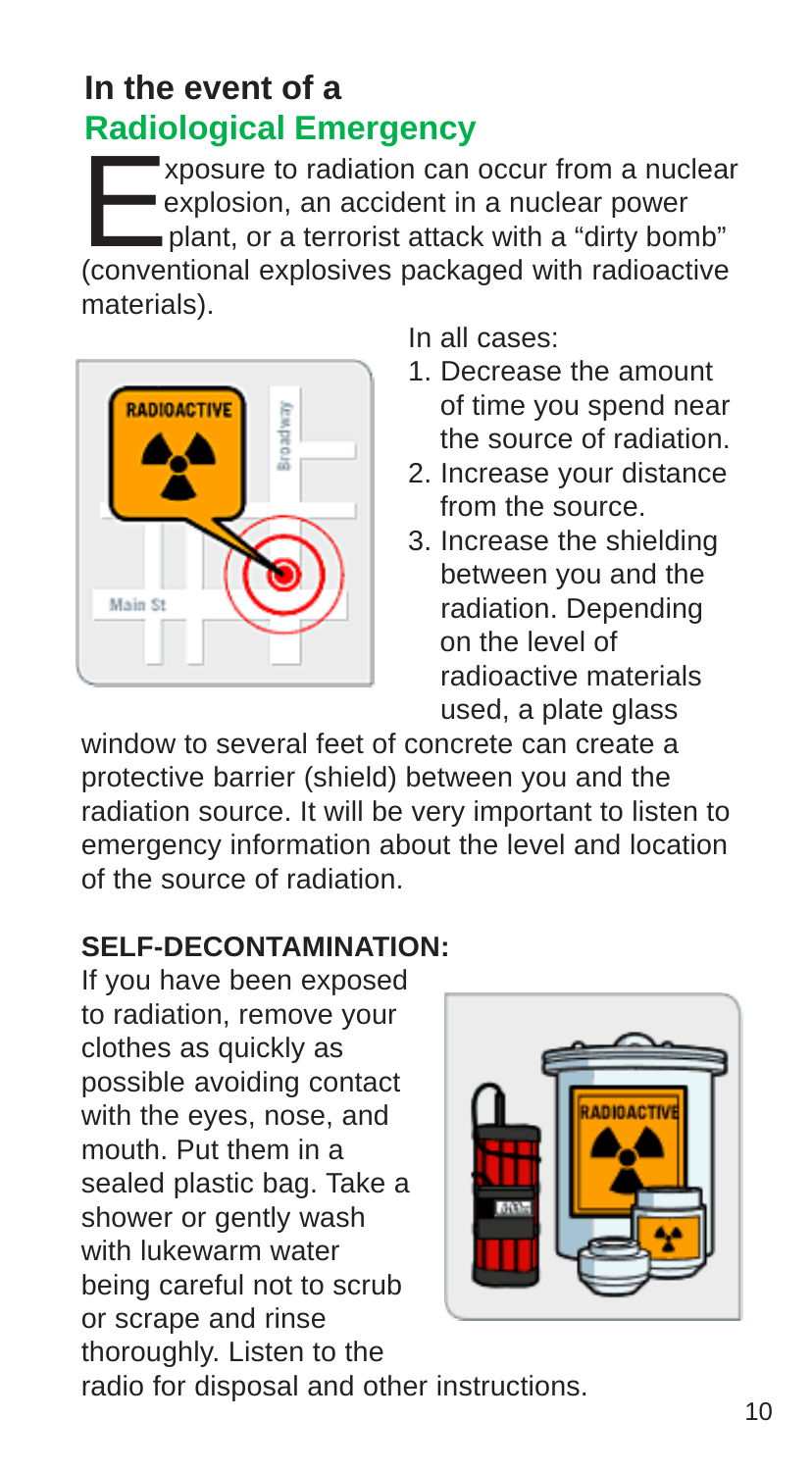## In the event of a Radiological Emergency

Exposure to radiation can occur from a nuclear explosion, an accident in a nuclear power plant, or a terrorist attack with a "dirty bomb" (conventional explosives packaged with radioactive materials).

In all cases:

1. Decrease the amount of time you spend near the source of radiation.
2. Increase your distance from the source.
3. Increase the shielding between you and the radiation. Depending on the level of radioactive materials used, a plate glass window to several feet of concrete can create a protective barrier (shield) between you and the radiation source. It will be very important to listen to emergency information about the level and location of the source of radiation.

**SELF-DECONTAMINATION:**

If you have been exposed to radiation, remove your clothes as quickly as possible avoiding contact with the eyes, nose, and mouth. Put them in a sealed plastic bag. Take a shower or gently wash with lukewarm water being careful not to scrub or scrape and rinse thoroughly. Listen to the radio for disposal and other instructions.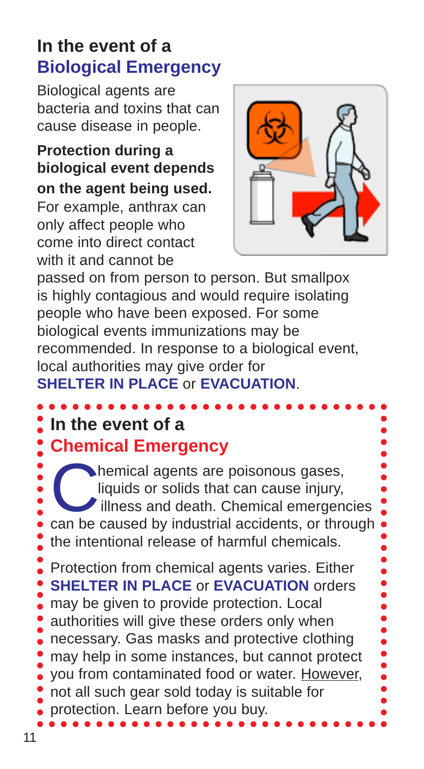## In the event of a Biological Emergency

Biological agents are bacteria and toxins that can cause disease in people.

**Protection during a biological event depends on the agent being used.** For example, anthrax can only affect people who come into direct contact with it and cannot be passed on from person to person. But smallpox is highly contagious and would require isolating people who have been exposed. For some biological events immunizations may be recommended. In response to a biological event, local authorities may give order for **SHELTER IN PLACE** or **EVACUATION**.

## In the event of a Chemical Emergency

Chemical agents are poisonous gases, liquids or solids that can cause injury, illness and death. Chemical emergencies can be caused by industrial accidents, or through the intentional release of harmful chemicals.

Protection from chemical agents varies. Either **SHELTER IN PLACE** or **EVACUATION** orders may be given to provide protection. Local authorities will give these orders only when necessary. Gas masks and protective clothing may help in some instances, but cannot protect you from contaminated food or water. However, not all such gear sold today is suitable for protection. Learn before you buy.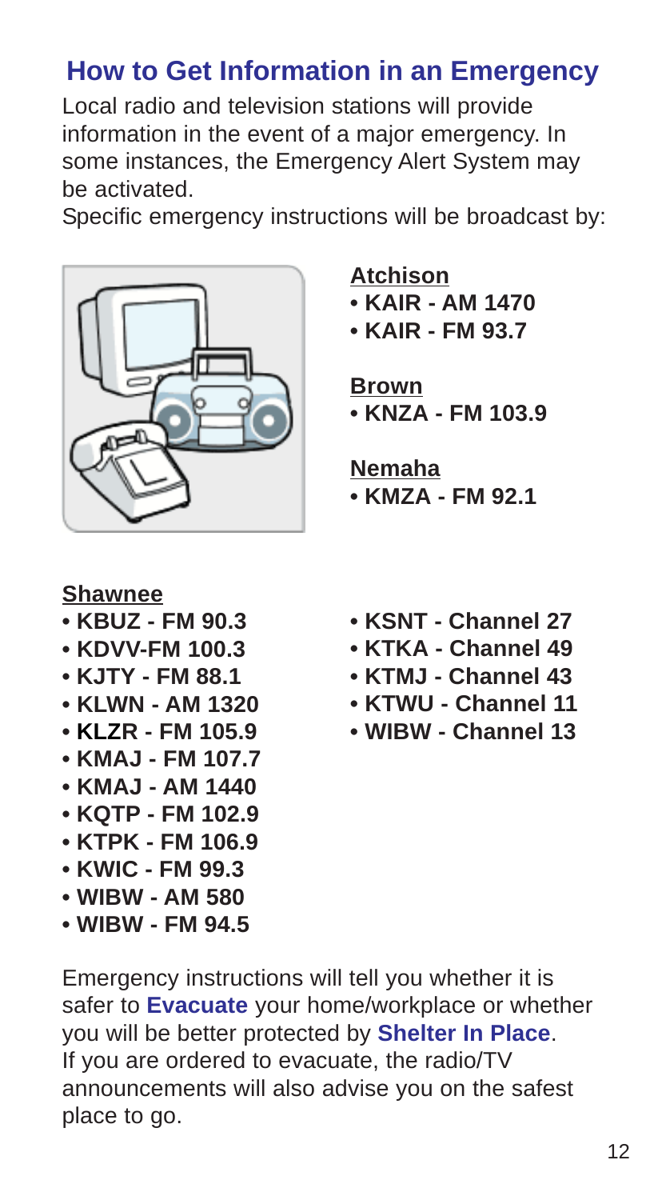## How to Get Information in an Emergency

Local radio and television stations will provide information in the event of a major emergency. In some instances, the Emergency Alert System may be activated.

Specific emergency instructions will be broadcast by:

**Atchison**

- **KAIR - AM 1470**
- **KAIR - FM 93.7**

**Brown**

- **KNZA - FM 103.9**

**Nemaha**

- **KMZA - FM 92.1**

**Shawnee**

- **KBUZ - FM 90.3**
- **KDVV-FM 100.3**
- **KJTY - FM 88.1**
- **KLWN - AM 1320**
- **KLZR - FM 105.9**
- **KMAJ - FM 107.7**
- **KMAJ - AM 1440**
- **KQTP - FM 102.9**
- **KTPK - FM 106.9**
- **KWIC - FM 99.3**
- **WIBW - AM 580**
- **WIBW - FM 94.5**
- **KSNT - Channel 27**
- **KTKA - Channel 49**
- **KTMJ - Channel 43**
- **KTWU - Channel 11**
- **WIBW - Channel 13**

Emergency instructions will tell you whether it is safer to **Evacuate** your home/workplace or whether you will be better protected by **Shelter In Place**. If you are ordered to evacuate, the radio/TV announcements will also advise you on the safest place to go.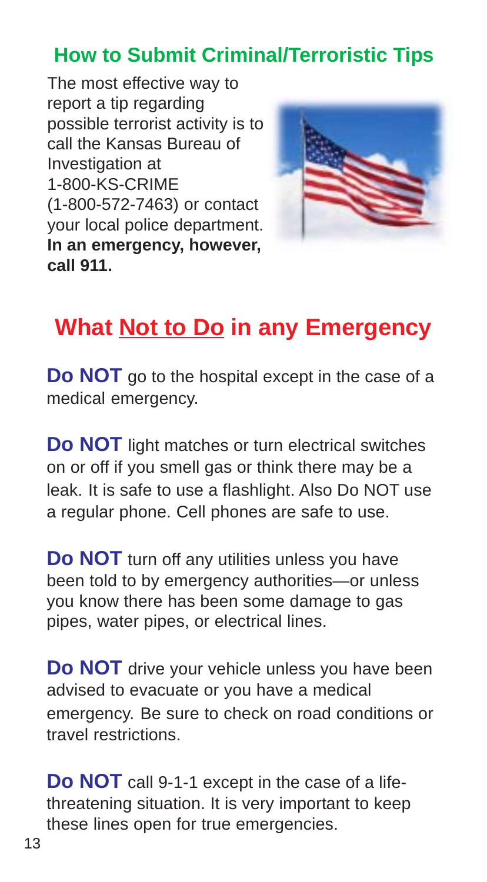## How to Submit Criminal/Terroristic Tips

The most effective way to report a tip regarding possible terrorist activity is to call the Kansas Bureau of Investigation at 1-800-KS-CRIME (1-800-572-7463) or contact your local police department. **In an emergency, however, call 911.**

## What Not to Do in any Emergency

**Do NOT** go to the hospital except in the case of a medical emergency.

**Do NOT** light matches or turn electrical switches on or off if you smell gas or think there may be a leak. It is safe to use a flashlight. Also Do NOT use a regular phone. Cell phones are safe to use.

**Do NOT** turn off any utilities unless you have been told to by emergency authorities—or unless you know there has been some damage to gas pipes, water pipes, or electrical lines.

**Do NOT** drive your vehicle unless you have been advised to evacuate or you have a medical emergency. Be sure to check on road conditions or travel restrictions.

**Do NOT** call 9-1-1 except in the case of a life-threatening situation. It is very important to keep these lines open for true emergencies.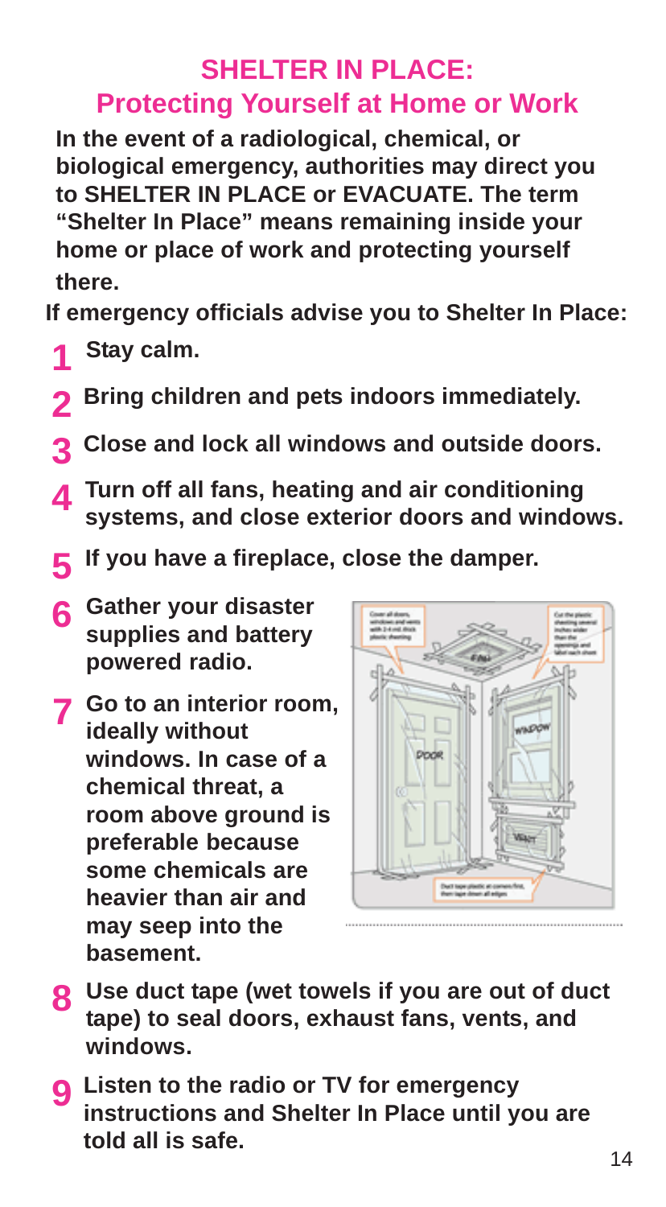# SHELTER IN PLACE:
## Protecting Yourself at Home or Work

**In the event of a radiological, chemical, or biological emergency, authorities may direct you to SHELTER IN PLACE or EVACUATE. The term "Shelter In Place" means remaining inside your home or place of work and protecting yourself there.**

**If emergency officials advise you to Shelter In Place:**

1. **Stay calm.**
2. **Bring children and pets indoors immediately.**
3. **Close and lock all windows and outside doors.**
4. **Turn off all fans, heating and air conditioning systems, and close exterior doors and windows.**
5. **If you have a fireplace, close the damper.**
6. **Gather your disaster supplies and battery powered radio.**
7. **Go to an interior room, ideally without windows. In case of a chemical threat, a room above ground is preferable because some chemicals are heavier than air and may seep into the basement.**
8. **Use duct tape (wet towels if you are out of duct tape) to seal doors, exhaust fans, vents, and windows.**
9. **Listen to the radio or TV for emergency instructions and Shelter In Place until you are told all is safe.**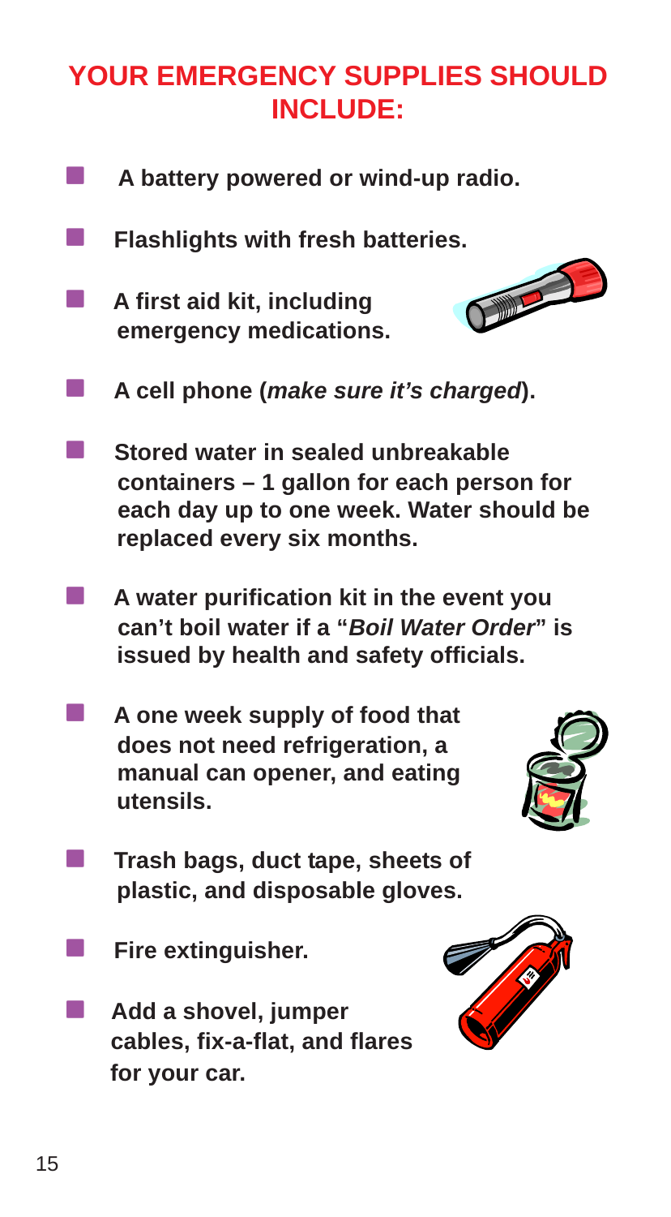## YOUR EMERGENCY SUPPLIES SHOULD INCLUDE:

- **A battery powered or wind-up radio.**
- **Flashlights with fresh batteries.**
- **A first aid kit, including emergency medications.**
- **A cell phone (*make sure it's charged*).**
- **Stored water in sealed unbreakable containers – 1 gallon for each person for each day up to one week. Water should be replaced every six months.**
- **A water purification kit in the event you can't boil water if a "*Boil Water Order*" is issued by health and safety officials.**
- **A one week supply of food that does not need refrigeration, a manual can opener, and eating utensils.**
- **Trash bags, duct tape, sheets of plastic, and disposable gloves.**
- **Fire extinguisher.**
- **Add a shovel, jumper cables, fix-a-flat, and flares for your car.**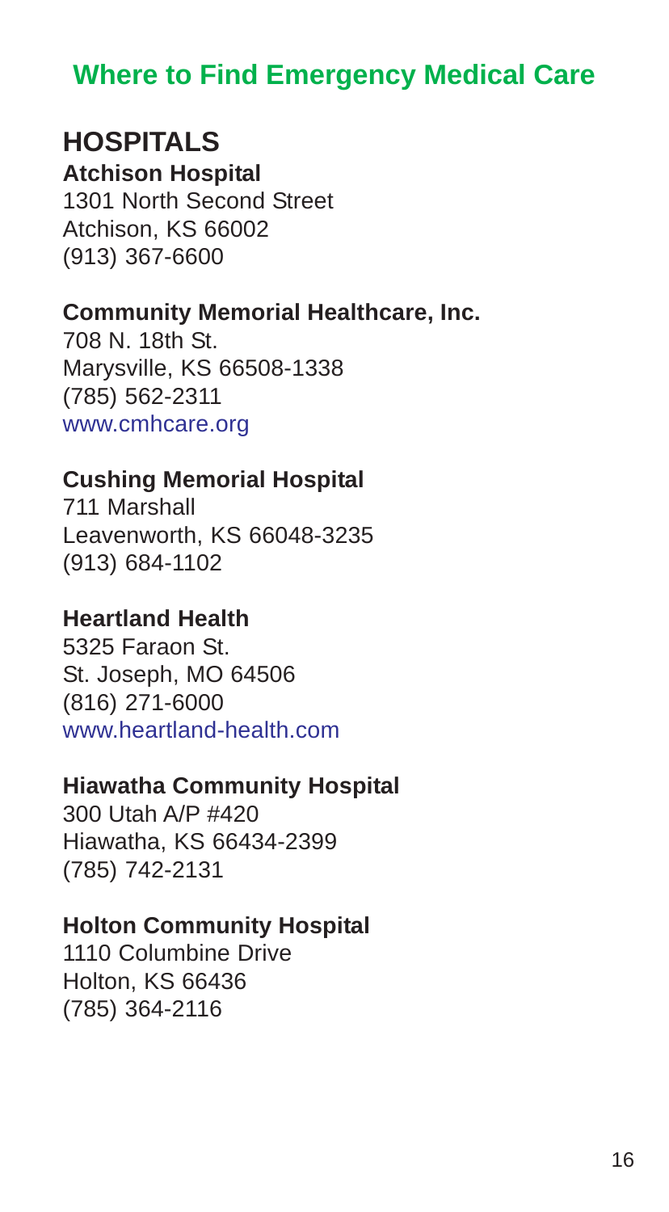# Where to Find Emergency Medical Care

## HOSPITALS

**Atchison Hospital**
1301 North Second Street
Atchison, KS 66002
(913) 367-6600

**Community Memorial Healthcare, Inc.**
708 N. 18th St.
Marysville, KS 66508-1338
(785) 562-2311
www.cmhcare.org

**Cushing Memorial Hospital**
711 Marshall
Leavenworth, KS 66048-3235
(913) 684-1102

**Heartland Health**
5325 Faraon St.
St. Joseph, MO 64506
(816) 271-6000
www.heartland-health.com

**Hiawatha Community Hospital**
300 Utah A/P #420
Hiawatha, KS 66434-2399
(785) 742-2131

**Holton Community Hospital**
1110 Columbine Drive
Holton, KS 66436
(785) 364-2116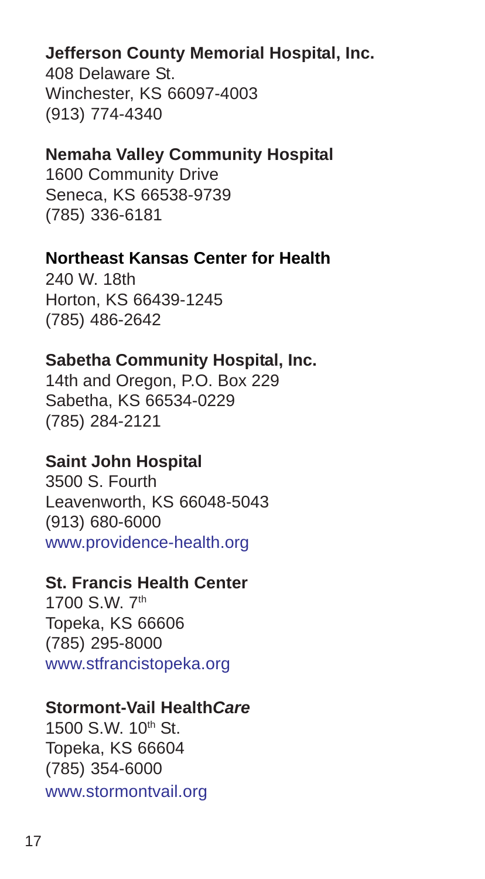**Jefferson County Memorial Hospital, Inc.**
408 Delaware St.
Winchester, KS 66097-4003
(913) 774-4340

**Nemaha Valley Community Hospital**
1600 Community Drive
Seneca, KS 66538-9739
(785) 336-6181

**Northeast Kansas Center for Health**
240 W. 18th
Horton, KS 66439-1245
(785) 486-2642

**Sabetha Community Hospital, Inc.**
14th and Oregon, P.O. Box 229
Sabetha, KS 66534-0229
(785) 284-2121

**Saint John Hospital**
3500 S. Fourth
Leavenworth, KS 66048-5043
(913) 680-6000
www.providence-health.org

**St. Francis Health Center**
1700 S.W. 7th
Topeka, KS 66606
(785) 295-8000
www.stfrancistopeka.org

**Stormont-Vail Health*Care***
1500 S.W. 10th St.
Topeka, KS 66604
(785) 354-6000
www.stormontvail.org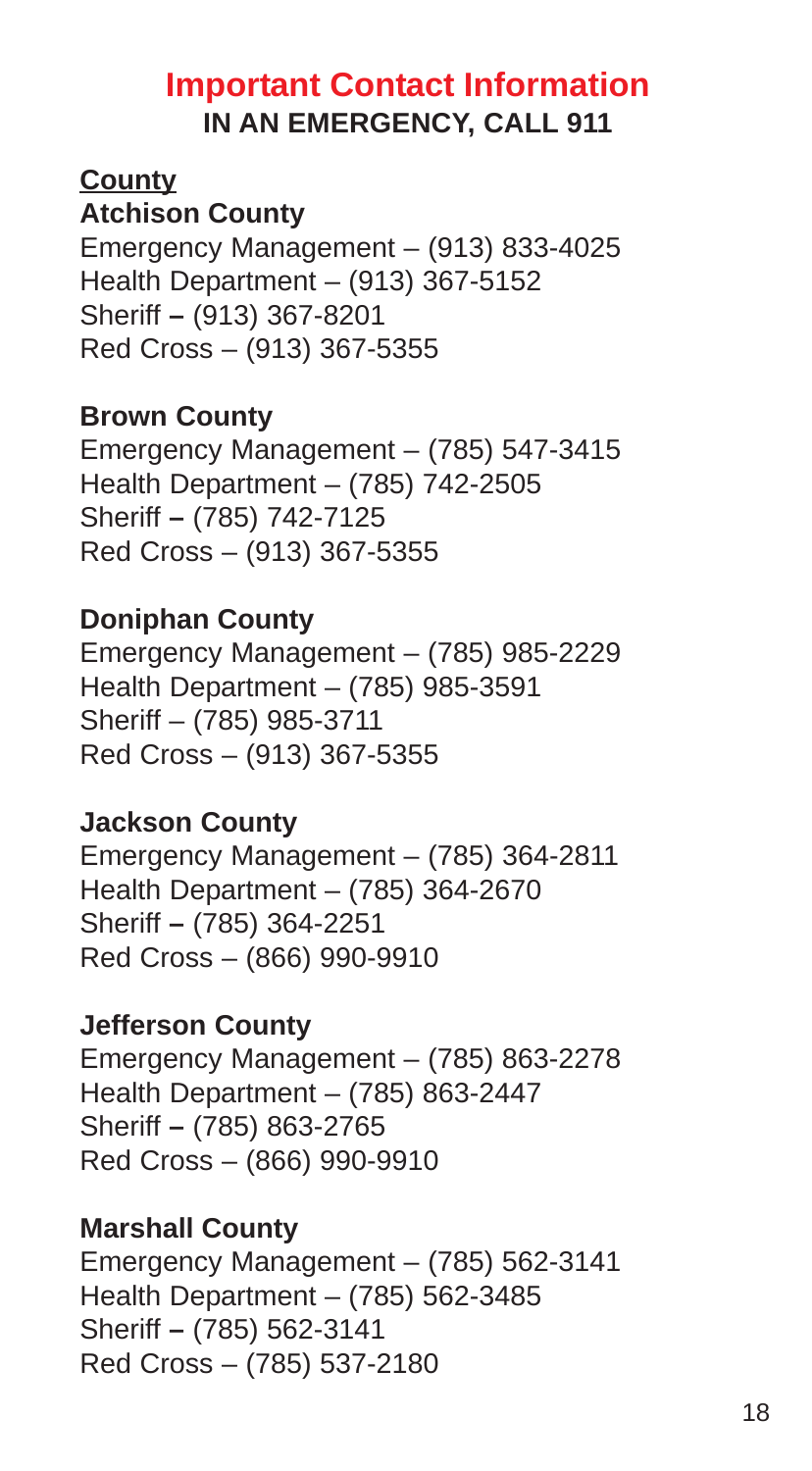# Important Contact Information

## IN AN EMERGENCY, CALL 911

**County**

### Atchison County

Emergency Management – (913) 833-4025
Health Department – (913) 367-5152
Sheriff – (913) 367-8201
Red Cross – (913) 367-5355

### Brown County

Emergency Management – (785) 547-3415
Health Department – (785) 742-2505
Sheriff – (785) 742-7125
Red Cross – (913) 367-5355

### Doniphan County

Emergency Management – (785) 985-2229
Health Department – (785) 985-3591
Sheriff – (785) 985-3711
Red Cross – (913) 367-5355

### Jackson County

Emergency Management – (785) 364-2811
Health Department – (785) 364-2670
Sheriff – (785) 364-2251
Red Cross – (866) 990-9910

### Jefferson County

Emergency Management – (785) 863-2278
Health Department – (785) 863-2447
Sheriff – (785) 863-2765
Red Cross – (866) 990-9910

### Marshall County

Emergency Management – (785) 562-3141
Health Department – (785) 562-3485
Sheriff – (785) 562-3141
Red Cross – (785) 537-2180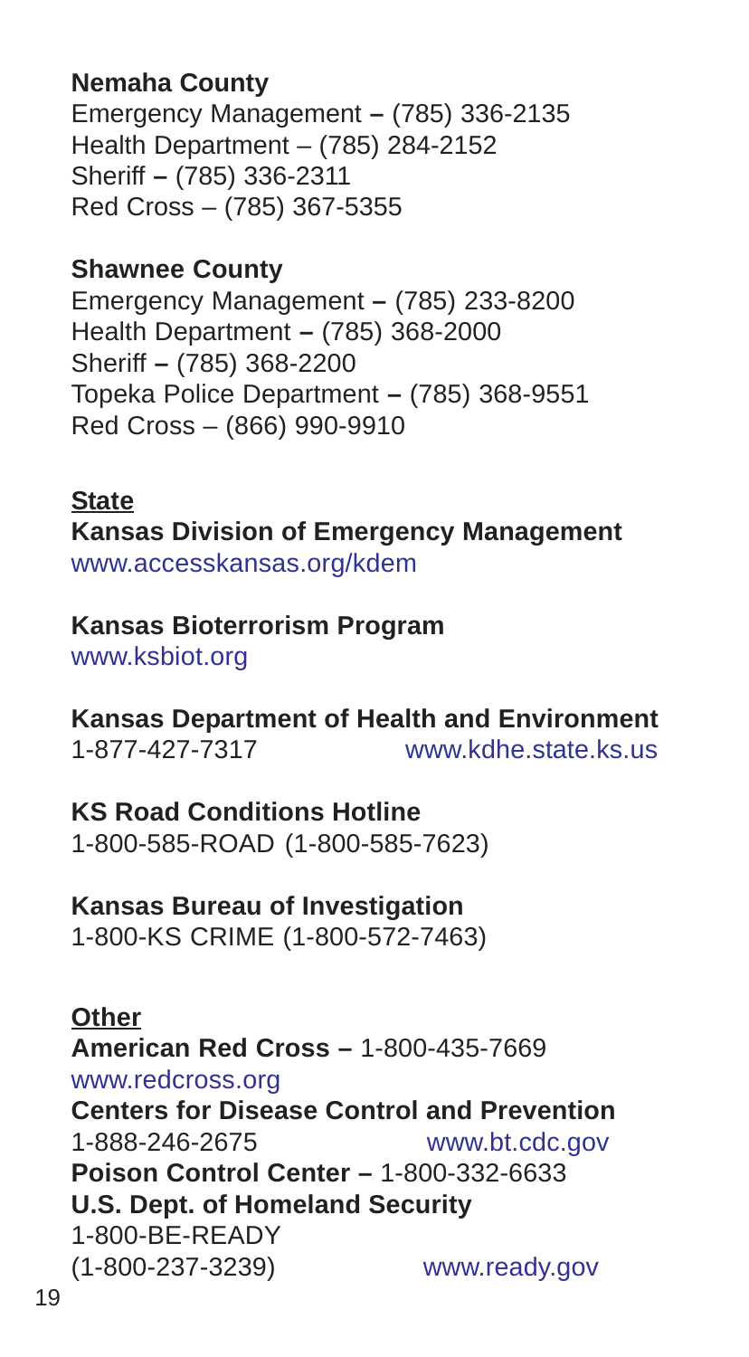**Nemaha County**
Emergency Management **–** (785) 336-2135
Health Department – (785) 284-2152
Sheriff **–** (785) 336-2311
Red Cross – (785) 367-5355

**Shawnee County**
Emergency Management **–** (785) 233-8200
Health Department **–** (785) 368-2000
Sheriff **–** (785) 368-2200
Topeka Police Department **–** (785) 368-9551
Red Cross – (866) 990-9910

**State**

**Kansas Division of Emergency Management**
www.accesskansas.org/kdem

**Kansas Bioterrorism Program**
www.ksbiot.org

**Kansas Department of Health and Environment**
1-877-427-7317 www.kdhe.state.ks.us

**KS Road Conditions Hotline**
1-800-585-ROAD (1-800-585-7623)

**Kansas Bureau of Investigation**
1-800-KS CRIME (1-800-572-7463)

**Other**

**American Red Cross –** 1-800-435-7669
www.redcross.org

**Centers for Disease Control and Prevention**
1-888-246-2675 www.bt.cdc.gov

**Poison Control Center –** 1-800-332-6633

**U.S. Dept. of Homeland Security**
1-800-BE-READY
(1-800-237-3239) www.ready.gov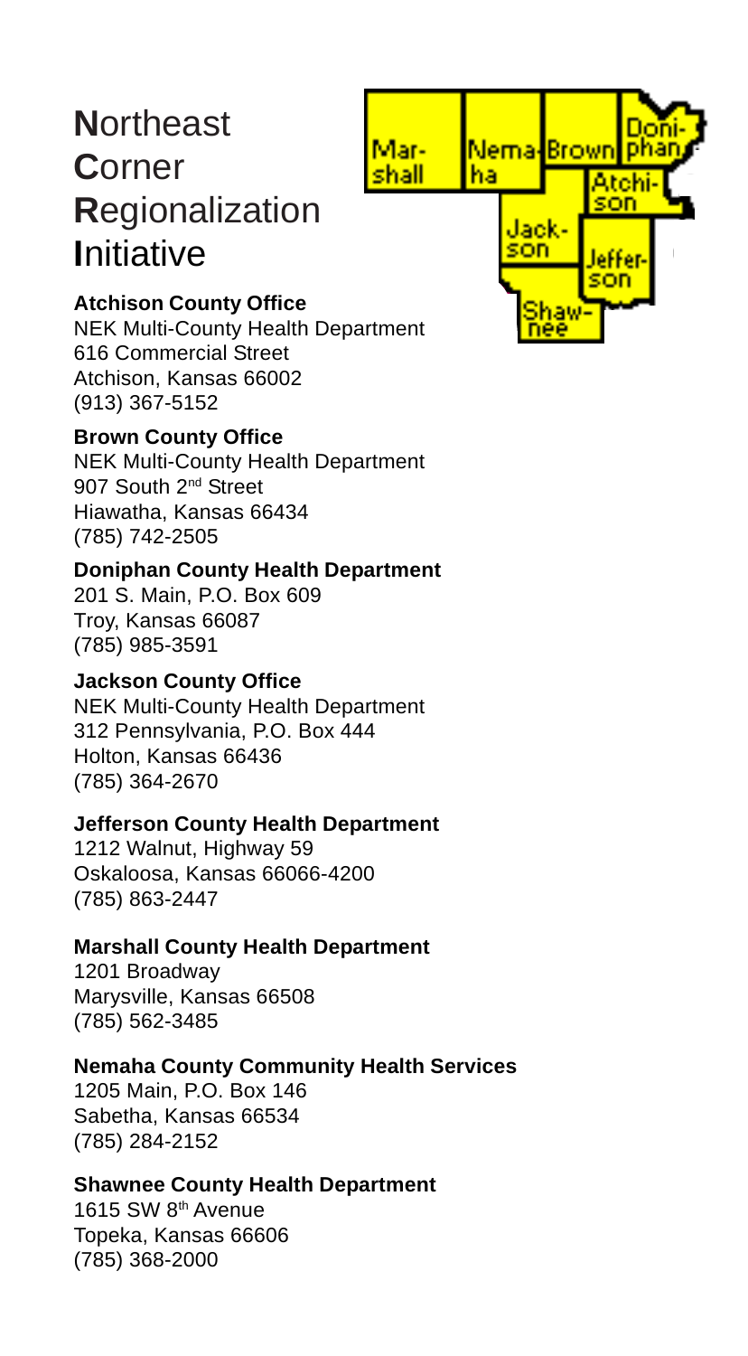# **N**ortheast **C**orner **R**egionalization **I**nitiative

Mar-shall | Nema-ha | Brown | Doni-phan | Atchi-son | Jack-son | Jeffer-son | Shaw-nee

**Atchison County Office**
NEK Multi-County Health Department
616 Commercial Street
Atchison, Kansas 66002
(913) 367-5152

**Brown County Office**
NEK Multi-County Health Department
907 South 2nd Street
Hiawatha, Kansas 66434
(785) 742-2505

**Doniphan County Health Department**
201 S. Main, P.O. Box 609
Troy, Kansas 66087
(785) 985-3591

**Jackson County Office**
NEK Multi-County Health Department
312 Pennsylvania, P.O. Box 444
Holton, Kansas 66436
(785) 364-2670

**Jefferson County Health Department**
1212 Walnut, Highway 59
Oskaloosa, Kansas 66066-4200
(785) 863-2447

**Marshall County Health Department**
1201 Broadway
Marysville, Kansas 66508
(785) 562-3485

**Nemaha County Community Health Services**
1205 Main, P.O. Box 146
Sabetha, Kansas 66534
(785) 284-2152

**Shawnee County Health Department**
1615 SW 8th Avenue
Topeka, Kansas 66606
(785) 368-2000